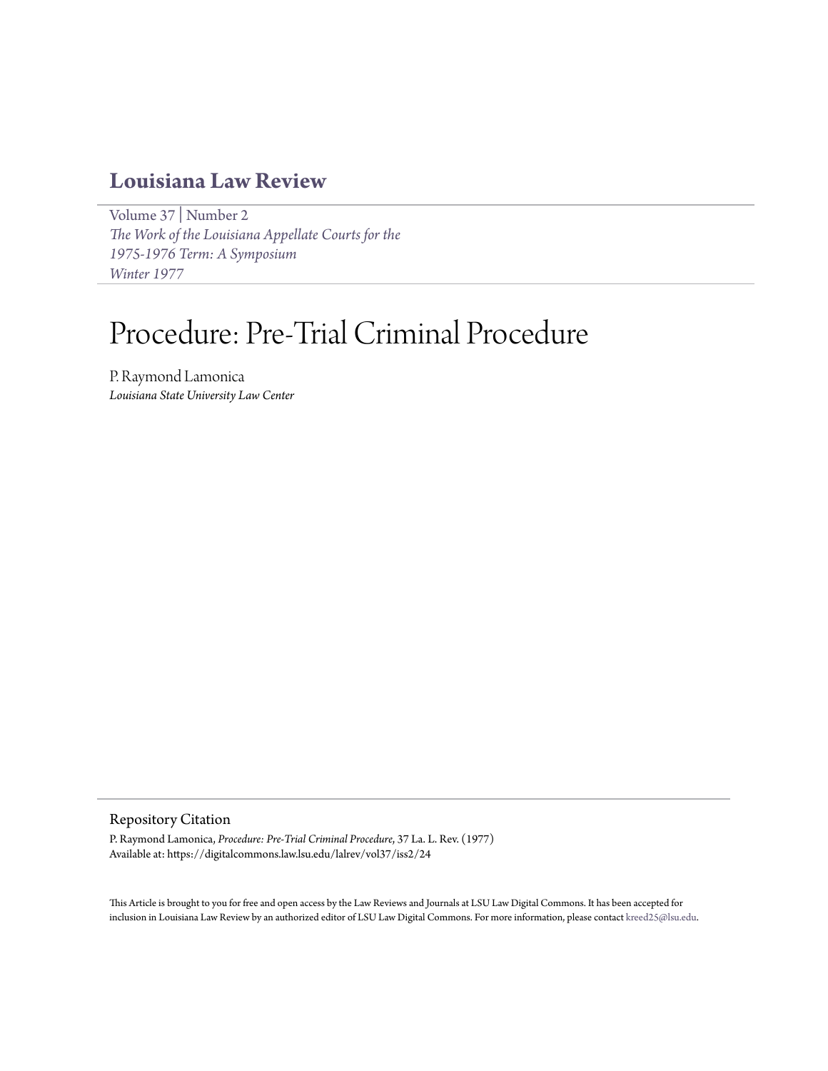## Louisiana Law Review

Volume 37 | Number 2
*The Work of the Louisiana Appellate Courts for the 1975-1976 Term: A Symposium*
*Winter 1977*

# Procedure: Pre-Trial Criminal Procedure

P. Raymond Lamonica
*Louisiana State University Law Center*

### Repository Citation

P. Raymond Lamonica, *Procedure: Pre-Trial Criminal Procedure*, 37 La. L. Rev. (1977)
Available at: https://digitalcommons.law.lsu.edu/lalrev/vol37/iss2/24

This Article is brought to you for free and open access by the Law Reviews and Journals at LSU Law Digital Commons. It has been accepted for inclusion in Louisiana Law Review by an authorized editor of LSU Law Digital Commons. For more information, please contact kreed25@lsu.edu.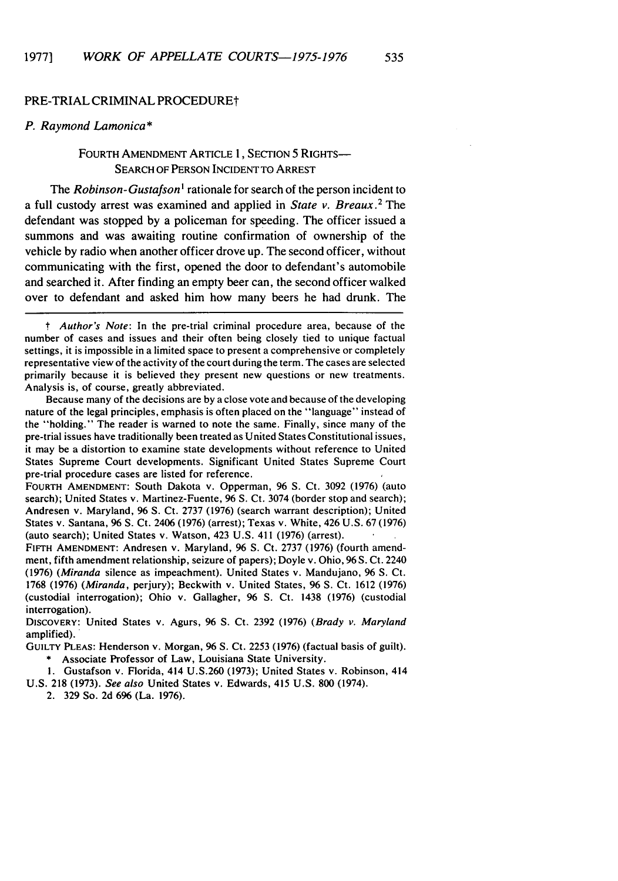## PRE-TRIAL CRIMINAL PROCEDURE†

*P. Raymond Lamonica\**

### FOURTH AMENDMENT ARTICLE 1, SECTION 5 RIGHTS—SEARCH OF PERSON INCIDENT TO ARREST

The *Robinson-Gustafson*[1] rationale for search of the person incident to a full custody arrest was examined and applied in *State v. Breaux*.[2] The defendant was stopped by a policeman for speeding. The officer issued a summons and was awaiting routine confirmation of ownership of the vehicle by radio when another officer drove up. The second officer, without communicating with the first, opened the door to defendant's automobile and searched it. After finding an empty beer can, the second officer walked over to defendant and asked him how many beers he had drunk. The

---

† *Author's Note*: In the pre-trial criminal procedure area, because of the number of cases and issues and their often being closely tied to unique factual settings, it is impossible in a limited space to present a comprehensive or completely representative view of the activity of the court during the term. The cases are selected primarily because it is believed they present new questions or new treatments. Analysis is, of course, greatly abbreviated.

Because many of the decisions are by a close vote and because of the developing nature of the legal principles, emphasis is often placed on the "language" instead of the "holding." The reader is warned to note the same. Finally, since many of the pre-trial issues have traditionally been treated as United States Constitutional issues, it may be a distortion to examine state developments without reference to United States Supreme Court developments. Significant United States Supreme Court pre-trial procedure cases are listed for reference.

FOURTH AMENDMENT: South Dakota v. Opperman, 96 S. Ct. 3092 (1976) (auto search); United States v. Martinez-Fuente, 96 S. Ct. 3074 (border stop and search); Andresen v. Maryland, 96 S. Ct. 2737 (1976) (search warrant description); United States v. Santana, 96 S. Ct. 2406 (1976) (arrest); Texas v. White, 426 U.S. 67 (1976) (auto search); United States v. Watson, 423 U.S. 411 (1976) (arrest).

FIFTH AMENDMENT: Andresen v. Maryland, 96 S. Ct. 2737 (1976) (fourth amendment, fifth amendment relationship, seizure of papers); Doyle v. Ohio, 96 S. Ct. 2240 (1976) (*Miranda* silence as impeachment). United States v. Mandujano, 96 S. Ct. 1768 (1976) (*Miranda*, perjury); Beckwith v. United States, 96 S. Ct. 1612 (1976) (custodial interrogation); Ohio v. Gallagher, 96 S. Ct. 1438 (1976) (custodial interrogation).

DISCOVERY: United States v. Agurs, 96 S. Ct. 2392 (1976) (*Brady v. Maryland* amplified).

GUILTY PLEAS: Henderson v. Morgan, 96 S. Ct. 2253 (1976) (factual basis of guilt).

\* Associate Professor of Law, Louisiana State University.

1. Gustafson v. Florida, 414 U.S.260 (1973); United States v. Robinson, 414 U.S. 218 (1973). *See also* United States v. Edwards, 415 U.S. 800 (1974).

2. 329 So. 2d 696 (La. 1976).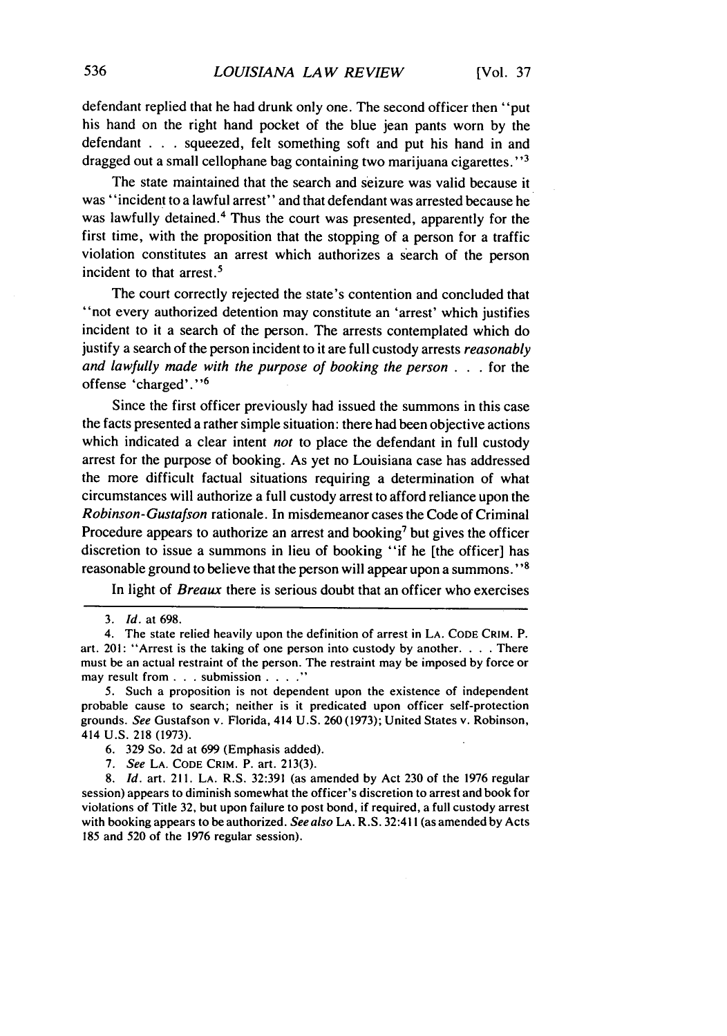defendant replied that he had drunk only one. The second officer then "put his hand on the right hand pocket of the blue jean pants worn by the defendant . . . squeezed, felt something soft and put his hand in and dragged out a small cellophane bag containing two marijuana cigarettes."[3]

The state maintained that the search and seizure was valid because it was "incident to a lawful arrest" and that defendant was arrested because he was lawfully detained.[4] Thus the court was presented, apparently for the first time, with the proposition that the stopping of a person for a traffic violation constitutes an arrest which authorizes a search of the person incident to that arrest.[5]

The court correctly rejected the state's contention and concluded that "not every authorized detention may constitute an 'arrest' which justifies incident to it a search of the person. The arrests contemplated which do justify a search of the person incident to it are full custody arrests *reasonably and lawfully made with the purpose of booking the person* . . . for the offense 'charged'."[6]

Since the first officer previously had issued the summons in this case the facts presented a rather simple situation: there had been objective actions which indicated a clear intent *not* to place the defendant in full custody arrest for the purpose of booking. As yet no Louisiana case has addressed the more difficult factual situations requiring a determination of what circumstances will authorize a full custody arrest to afford reliance upon the *Robinson-Gustafson* rationale. In misdemeanor cases the Code of Criminal Procedure appears to authorize an arrest and booking[7] but gives the officer discretion to issue a summons in lieu of booking "if he [the officer] has reasonable ground to believe that the person will appear upon a summons."[8]

In light of *Breaux* there is serious doubt that an officer who exercises

---

3. *Id.* at 698.

4. The state relied heavily upon the definition of arrest in LA. CODE CRIM. P. art. 201: "Arrest is the taking of one person into custody by another. . . . There must be an actual restraint of the person. The restraint may be imposed by force or may result from . . . submission . . . ."

5. Such a proposition is not dependent upon the existence of independent probable cause to search; neither is it predicated upon officer self-protection grounds. *See* Gustafson v. Florida, 414 U.S. 260 (1973); United States v. Robinson, 414 U.S. 218 (1973).

6. 329 So. 2d at 699 (Emphasis added).

7. *See* LA. CODE CRIM. P. art. 213(3).

8. *Id.* art. 211. LA. R.S. 32:391 (as amended by Act 230 of the 1976 regular session) appears to diminish somewhat the officer's discretion to arrest and book for violations of Title 32, but upon failure to post bond, if required, a full custody arrest with booking appears to be authorized. *See also* LA. R.S. 32:411 (as amended by Acts 185 and 520 of the 1976 regular session).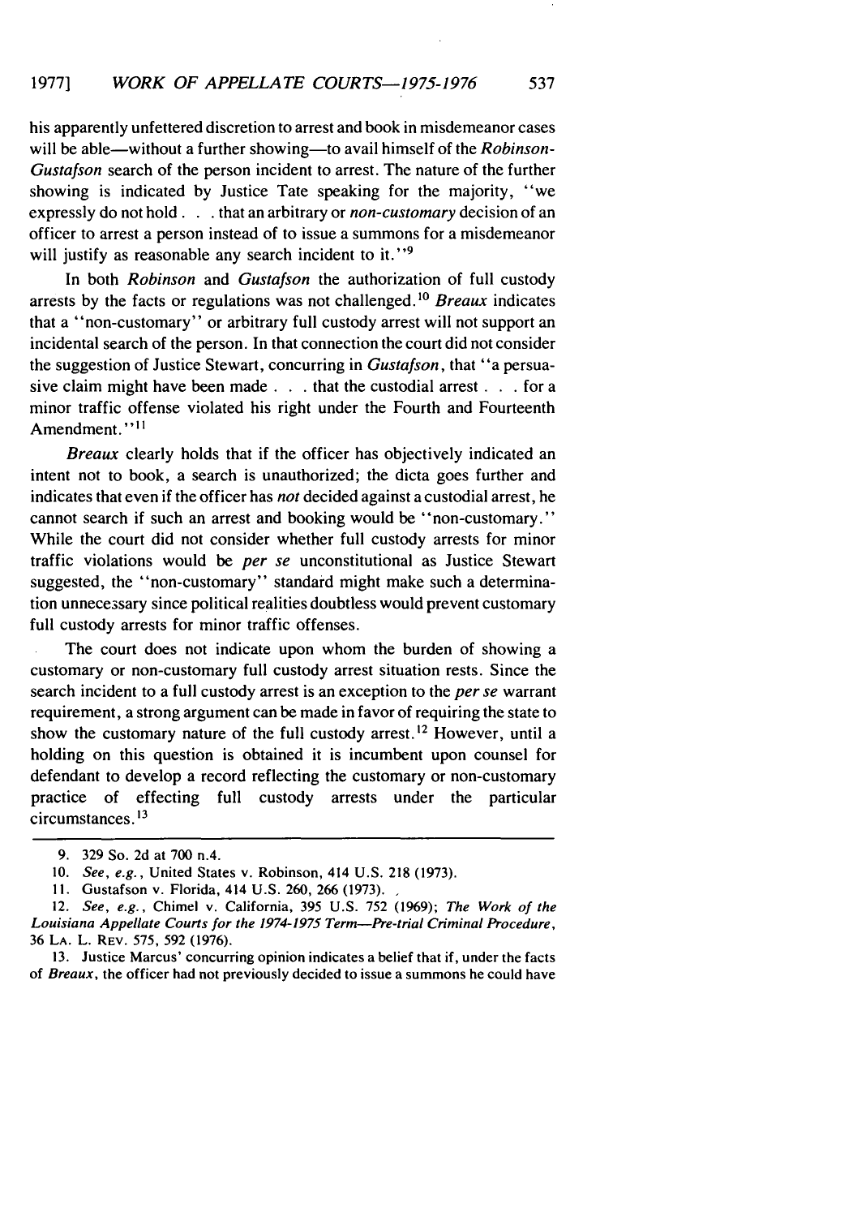his apparently unfettered discretion to arrest and book in misdemeanor cases will be able—without a further showing—to avail himself of the *Robinson-Gustafson* search of the person incident to arrest. The nature of the further showing is indicated by Justice Tate speaking for the majority, "we expressly do not hold . . . that an arbitrary or *non-customary* decision of an officer to arrest a person instead of to issue a summons for a misdemeanor will justify as reasonable any search incident to it."[9]

In both *Robinson* and *Gustafson* the authorization of full custody arrests by the facts or regulations was not challenged.[10] *Breaux* indicates that a "non-customary" or arbitrary full custody arrest will not support an incidental search of the person. In that connection the court did not consider the suggestion of Justice Stewart, concurring in *Gustafson*, that "a persuasive claim might have been made . . . that the custodial arrest . . . for a minor traffic offense violated his right under the Fourth and Fourteenth Amendment."[11]

*Breaux* clearly holds that if the officer has objectively indicated an intent not to book, a search is unauthorized; the dicta goes further and indicates that even if the officer has *not* decided against a custodial arrest, he cannot search if such an arrest and booking would be "non-customary." While the court did not consider whether full custody arrests for minor traffic violations would be *per se* unconstitutional as Justice Stewart suggested, the "non-customary" standard might make such a determination unnecessary since political realities doubtless would prevent customary full custody arrests for minor traffic offenses.

The court does not indicate upon whom the burden of showing a customary or non-customary full custody arrest situation rests. Since the search incident to a full custody arrest is an exception to the *per se* warrant requirement, a strong argument can be made in favor of requiring the state to show the customary nature of the full custody arrest.[12] However, until a holding on this question is obtained it is incumbent upon counsel for defendant to develop a record reflecting the customary or non-customary practice of effecting full custody arrests under the particular circumstances.[13]

---

9. 329 So. 2d at 700 n.4.

10. *See, e.g.*, United States v. Robinson, 414 U.S. 218 (1973).

11. Gustafson v. Florida, 414 U.S. 260, 266 (1973).

12. *See, e.g.*, Chimel v. California, 395 U.S. 752 (1969); *The Work of the Louisiana Appellate Courts for the 1974-1975 Term—Pre-trial Criminal Procedure*, 36 LA. L. REV. 575, 592 (1976).

13. Justice Marcus' concurring opinion indicates a belief that if, under the facts of *Breaux*, the officer had not previously decided to issue a summons he could have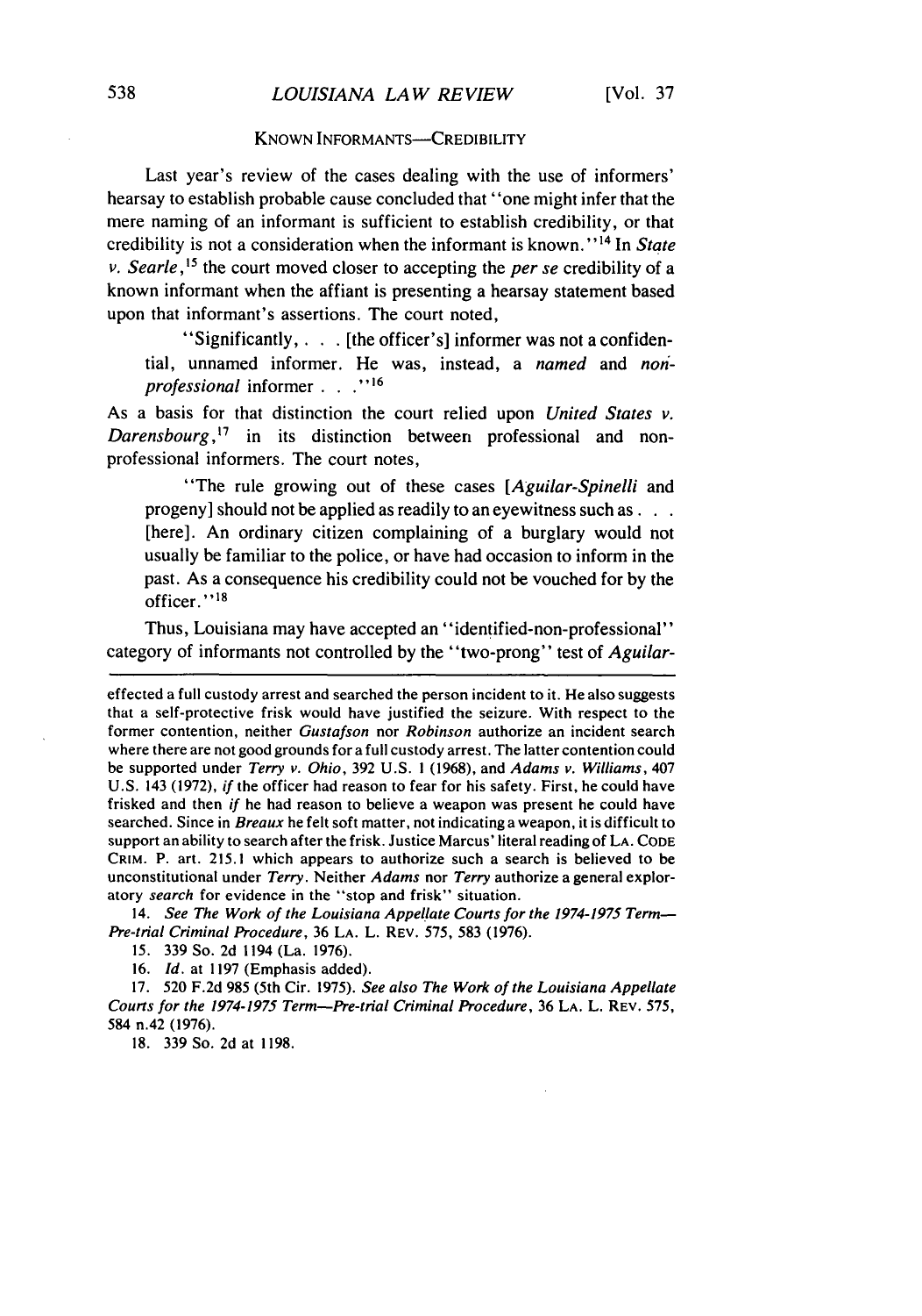## KNOWN INFORMANTS—CREDIBILITY

Last year's review of the cases dealing with the use of informers' hearsay to establish probable cause concluded that "one might infer that the mere naming of an informant is sufficient to establish credibility, or that credibility is not a consideration when the informant is known."[14] In *State v. Searle*,[15] the court moved closer to accepting the *per se* credibility of a known informant when the affiant is presenting a hearsay statement based upon that informant's assertions. The court noted,

> "Significantly, . . . [the officer's] informer was not a confidential, unnamed informer. He was, instead, a *named* and *non-professional* informer . . ."[16]

As a basis for that distinction the court relied upon *United States v. Darensbourg*,[17] in its distinction between professional and non-professional informers. The court notes,

> "The rule growing out of these cases [*Aguilar-Spinelli* and progeny] should not be applied as readily to an eyewitness such as . . . [here]. An ordinary citizen complaining of a burglary would not usually be familiar to the police, or have had occasion to inform in the past. As a consequence his credibility could not be vouched for by the officer."[18]

Thus, Louisiana may have accepted an "identified-non-professional" category of informants not controlled by the "two-prong" test of *Aguilar-*

---

effected a full custody arrest and searched the person incident to it. He also suggests that a self-protective frisk would have justified the seizure. With respect to the former contention, neither *Gustafson* nor *Robinson* authorize an incident search where there are not good grounds for a full custody arrest. The latter contention could be supported under *Terry v. Ohio*, 392 U.S. 1 (1968), and *Adams v. Williams*, 407 U.S. 143 (1972), *if* the officer had reason to fear for his safety. First, he could have frisked and then *if* he had reason to believe a weapon was present he could have searched. Since in *Breaux* he felt soft matter, not indicating a weapon, it is difficult to support an ability to search after the frisk. Justice Marcus' literal reading of LA. CODE CRIM. P. art. 215.1 which appears to authorize such a search is believed to be unconstitutional under *Terry*. Neither *Adams* nor *Terry* authorize a general exploratory *search* for evidence in the "stop and frisk" situation.

14. *See The Work of the Louisiana Appellate Courts for the 1974-1975 Term—Pre-trial Criminal Procedure*, 36 LA. L. REV. 575, 583 (1976).

15. 339 So. 2d 1194 (La. 1976).

16. *Id.* at 1197 (Emphasis added).

17. 520 F.2d 985 (5th Cir. 1975). *See also The Work of the Louisiana Appellate Courts for the 1974-1975 Term—Pre-trial Criminal Procedure*, 36 LA. L. REV. 575, 584 n.42 (1976).

18. 339 So. 2d at 1198.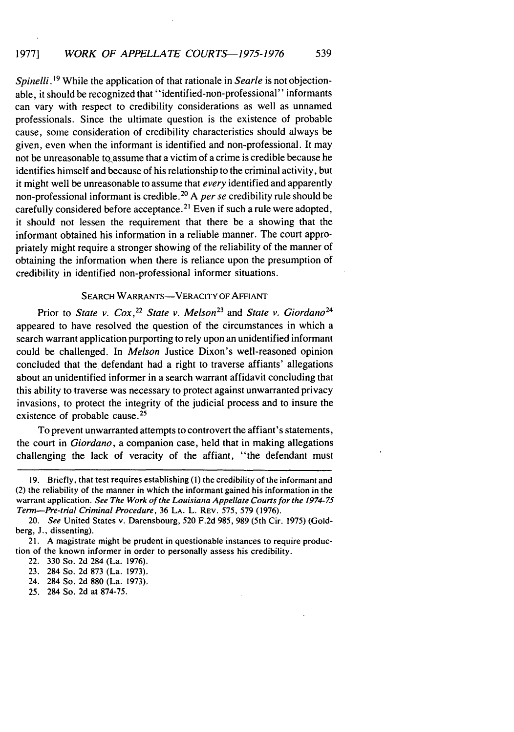*Spinelli.*[19] While the application of that rationale in *Searle* is not objectionable, it should be recognized that "identified-non-professional" informants can vary with respect to credibility considerations as well as unnamed professionals. Since the ultimate question is the existence of probable cause, some consideration of credibility characteristics should always be given, even when the informant is identified and non-professional. It may not be unreasonable to assume that a victim of a crime is credible because he identifies himself and because of his relationship to the criminal activity, but it might well be unreasonable to assume that *every* identified and apparently non-professional informant is credible.[20] A *per se* credibility rule should be carefully considered before acceptance.[21] Even if such a rule were adopted, it should not lessen the requirement that there be a showing that the informant obtained his information in a reliable manner. The court appropriately might require a stronger showing of the reliability of the manner of obtaining the information when there is reliance upon the presumption of credibility in identified non-professional informer situations.

### SEARCH WARRANTS—VERACITY OF AFFIANT

Prior to *State v. Cox*,[22] *State v. Melson*[23] and *State v. Giordano*[24] appeared to have resolved the question of the circumstances in which a search warrant application purporting to rely upon an unidentified informant could be challenged. In *Melson* Justice Dixon's well-reasoned opinion concluded that the defendant had a right to traverse affiants' allegations about an unidentified informer in a search warrant affidavit concluding that this ability to traverse was necessary to protect against unwarranted privacy invasions, to protect the integrity of the judicial process and to insure the existence of probable cause.[25]

To prevent unwarranted attempts to controvert the affiant's statements, the court in *Giordano*, a companion case, held that in making allegations challenging the lack of veracity of the affiant, "the defendant must

---

19. Briefly, that test requires establishing (1) the credibility of the informant and (2) the reliability of the manner in which the informant gained his information in the warrant application. *See The Work of the Louisiana Appellate Courts for the 1974-75 Term—Pre-trial Criminal Procedure*, 36 LA. L. REV. 575, 579 (1976).

20. *See* United States v. Darensbourg, 520 F.2d 985, 989 (5th Cir. 1975) (Goldberg, J., dissenting).

21. A magistrate might be prudent in questionable instances to require production of the known informer in order to personally assess his credibility.

22. 330 So. 2d 284 (La. 1976).

23. 284 So. 2d 873 (La. 1973).

24. 284 So. 2d 880 (La. 1973).

25. 284 So. 2d at 874-75.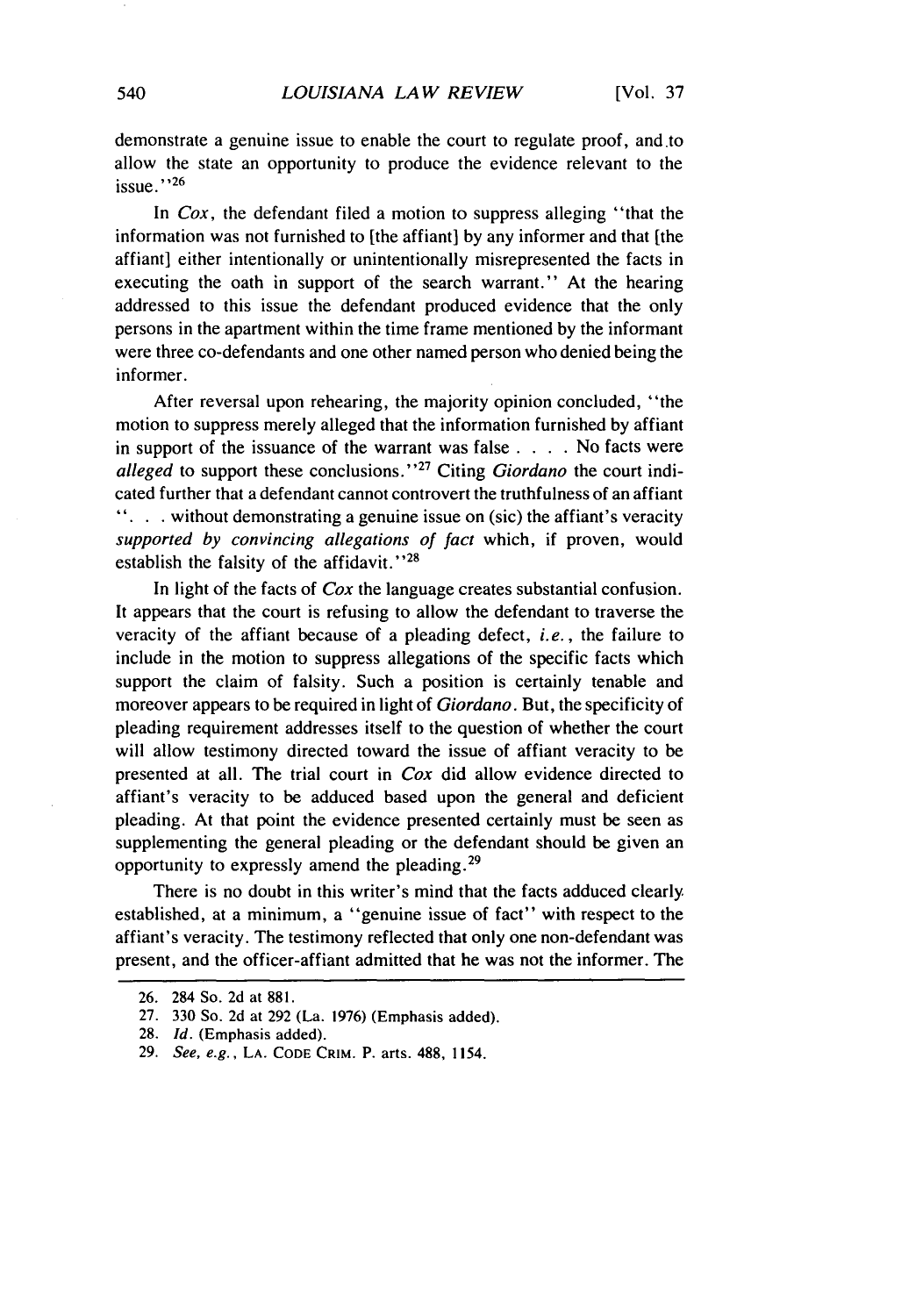demonstrate a genuine issue to enable the court to regulate proof, and to allow the state an opportunity to produce the evidence relevant to the issue."[26]

In *Cox*, the defendant filed a motion to suppress alleging "that the information was not furnished to [the affiant] by any informer and that [the affiant] either intentionally or unintentionally misrepresented the facts in executing the oath in support of the search warrant." At the hearing addressed to this issue the defendant produced evidence that the only persons in the apartment within the time frame mentioned by the informant were three co-defendants and one other named person who denied being the informer.

After reversal upon rehearing, the majority opinion concluded, "the motion to suppress merely alleged that the information furnished by affiant in support of the issuance of the warrant was false . . . . No facts were *alleged* to support these conclusions."[27] Citing *Giordano* the court indicated further that a defendant cannot controvert the truthfulness of an affiant ". . . without demonstrating a genuine issue on (sic) the affiant's veracity *supported by convincing allegations of fact* which, if proven, would establish the falsity of the affidavit."[28]

In light of the facts of *Cox* the language creates substantial confusion. It appears that the court is refusing to allow the defendant to traverse the veracity of the affiant because of a pleading defect, *i.e.*, the failure to include in the motion to suppress allegations of the specific facts which support the claim of falsity. Such a position is certainly tenable and moreover appears to be required in light of *Giordano*. But, the specificity of pleading requirement addresses itself to the question of whether the court will allow testimony directed toward the issue of affiant veracity to be presented at all. The trial court in *Cox* did allow evidence directed to affiant's veracity to be adduced based upon the general and deficient pleading. At that point the evidence presented certainly must be seen as supplementing the general pleading or the defendant should be given an opportunity to expressly amend the pleading.[29]

There is no doubt in this writer's mind that the facts adduced clearly established, at a minimum, a "genuine issue of fact" with respect to the affiant's veracity. The testimony reflected that only one non-defendant was present, and the officer-affiant admitted that he was not the informer. The

---

26. 284 So. 2d at 881.

27. 330 So. 2d at 292 (La. 1976) (Emphasis added).

28. *Id.* (Emphasis added).

29. *See, e.g.*, LA. CODE CRIM. P. arts. 488, 1154.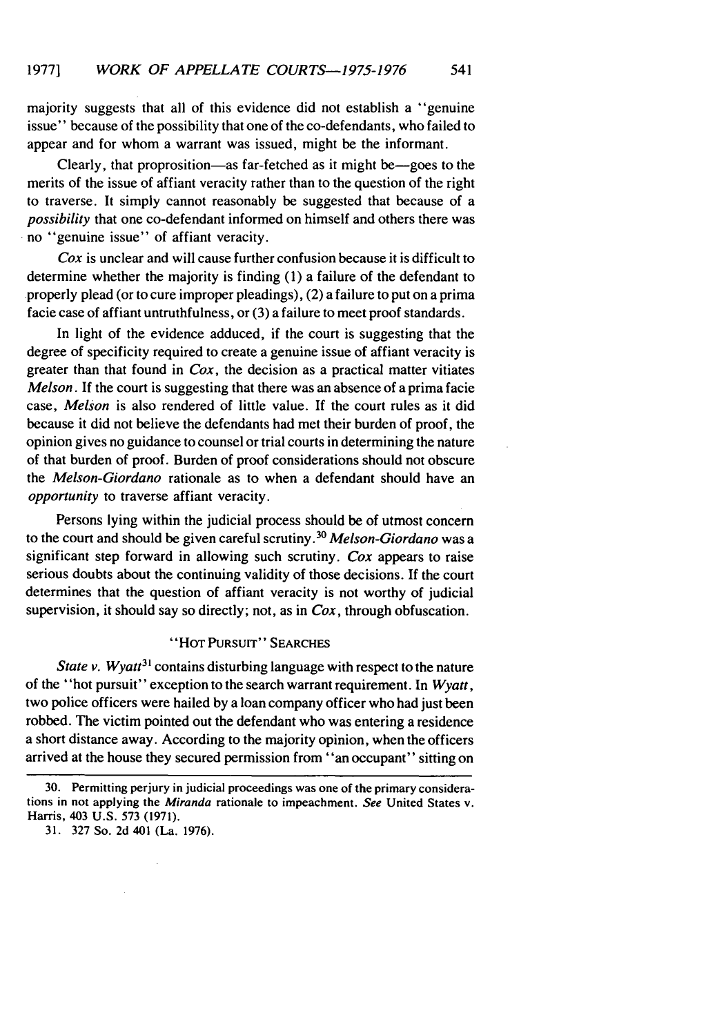majority suggests that all of this evidence did not establish a "genuine issue" because of the possibility that one of the co-defendants, who failed to appear and for whom a warrant was issued, might be the informant.

Clearly, that proprosition—as far-fetched as it might be—goes to the merits of the issue of affiant veracity rather than to the question of the right to traverse. It simply cannot reasonably be suggested that because of a *possibility* that one co-defendant informed on himself and others there was no "genuine issue" of affiant veracity.

*Cox* is unclear and will cause further confusion because it is difficult to determine whether the majority is finding (1) a failure of the defendant to properly plead (or to cure improper pleadings), (2) a failure to put on a prima facie case of affiant untruthfulness, or (3) a failure to meet proof standards.

In light of the evidence adduced, if the court is suggesting that the degree of specificity required to create a genuine issue of affiant veracity is greater than that found in *Cox*, the decision as a practical matter vitiates *Melson*. If the court is suggesting that there was an absence of a prima facie case, *Melson* is also rendered of little value. If the court rules as it did because it did not believe the defendants had met their burden of proof, the opinion gives no guidance to counsel or trial courts in determining the nature of that burden of proof. Burden of proof considerations should not obscure the *Melson-Giordano* rationale as to when a defendant should have an *opportunity* to traverse affiant veracity.

Persons lying within the judicial process should be of utmost concern to the court and should be given careful scrutiny.[30] *Melson-Giordano* was a significant step forward in allowing such scrutiny. *Cox* appears to raise serious doubts about the continuing validity of those decisions. If the court determines that the question of affiant veracity is not worthy of judicial supervision, it should say so directly; not, as in *Cox*, through obfuscation.

## "HOT PURSUIT" SEARCHES

*State v. Wyatt*[31] contains disturbing language with respect to the nature of the "hot pursuit" exception to the search warrant requirement. In *Wyatt*, two police officers were hailed by a loan company officer who had just been robbed. The victim pointed out the defendant who was entering a residence a short distance away. According to the majority opinion, when the officers arrived at the house they secured permission from "an occupant" sitting on

---

30. Permitting perjury in judicial proceedings was one of the primary considerations in not applying the *Miranda* rationale to impeachment. *See* United States v. Harris, 403 U.S. 573 (1971).

31. 327 So. 2d 401 (La. 1976).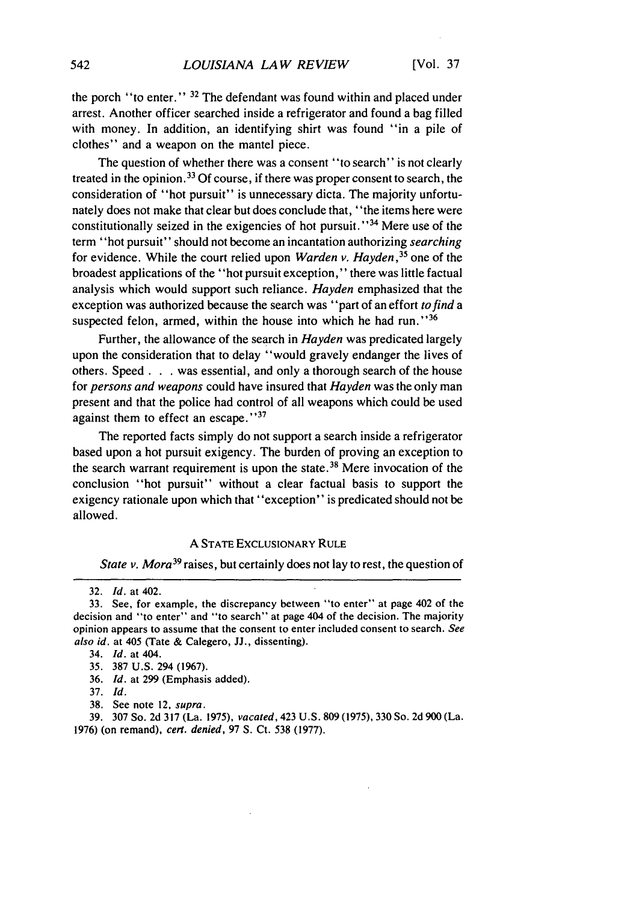the porch "to enter." [32] The defendant was found within and placed under arrest. Another officer searched inside a refrigerator and found a bag filled with money. In addition, an identifying shirt was found "in a pile of clothes" and a weapon on the mantel piece.

The question of whether there was a consent "to search" is not clearly treated in the opinion.[33] Of course, if there was proper consent to search, the consideration of "hot pursuit" is unnecessary dicta. The majority unfortunately does not make that clear but does conclude that, "the items here were constitutionally seized in the exigencies of hot pursuit."[34] Mere use of the term "hot pursuit" should not become an incantation authorizing *searching* for evidence. While the court relied upon *Warden v. Hayden*,[35] one of the broadest applications of the "hot pursuit exception," there was little factual analysis which would support such reliance. *Hayden* emphasized that the exception was authorized because the search was "part of an effort *to find* a suspected felon, armed, within the house into which he had run."[36]

Further, the allowance of the search in *Hayden* was predicated largely upon the consideration that to delay "would gravely endanger the lives of others. Speed . . . was essential, and only a thorough search of the house for *persons and weapons* could have insured that *Hayden* was the only man present and that the police had control of all weapons which could be used against them to effect an escape."[37]

The reported facts simply do not support a search inside a refrigerator based upon a hot pursuit exigency. The burden of proving an exception to the search warrant requirement is upon the state.[38] Mere invocation of the conclusion "hot pursuit" without a clear factual basis to support the exigency rationale upon which that "exception" is predicated should not be allowed.

### A STATE EXCLUSIONARY RULE

*State v. Mora*[39] raises, but certainly does not lay to rest, the question of

---

32. *Id.* at 402.

33. See, for example, the discrepancy between "to enter" at page 402 of the decision and "to enter" and "to search" at page 404 of the decision. The majority opinion appears to assume that the consent to enter included consent to search. *See also id.* at 405 (Tate & Calegero, JJ., dissenting).

34. *Id.* at 404.

35. 387 U.S. 294 (1967).

36. *Id.* at 299 (Emphasis added).

37. *Id.*

38. See note 12, *supra*.

39. 307 So. 2d 317 (La. 1975), *vacated*, 423 U.S. 809 (1975), 330 So. 2d 900 (La. 1976) (on remand), *cert. denied*, 97 S. Ct. 538 (1977).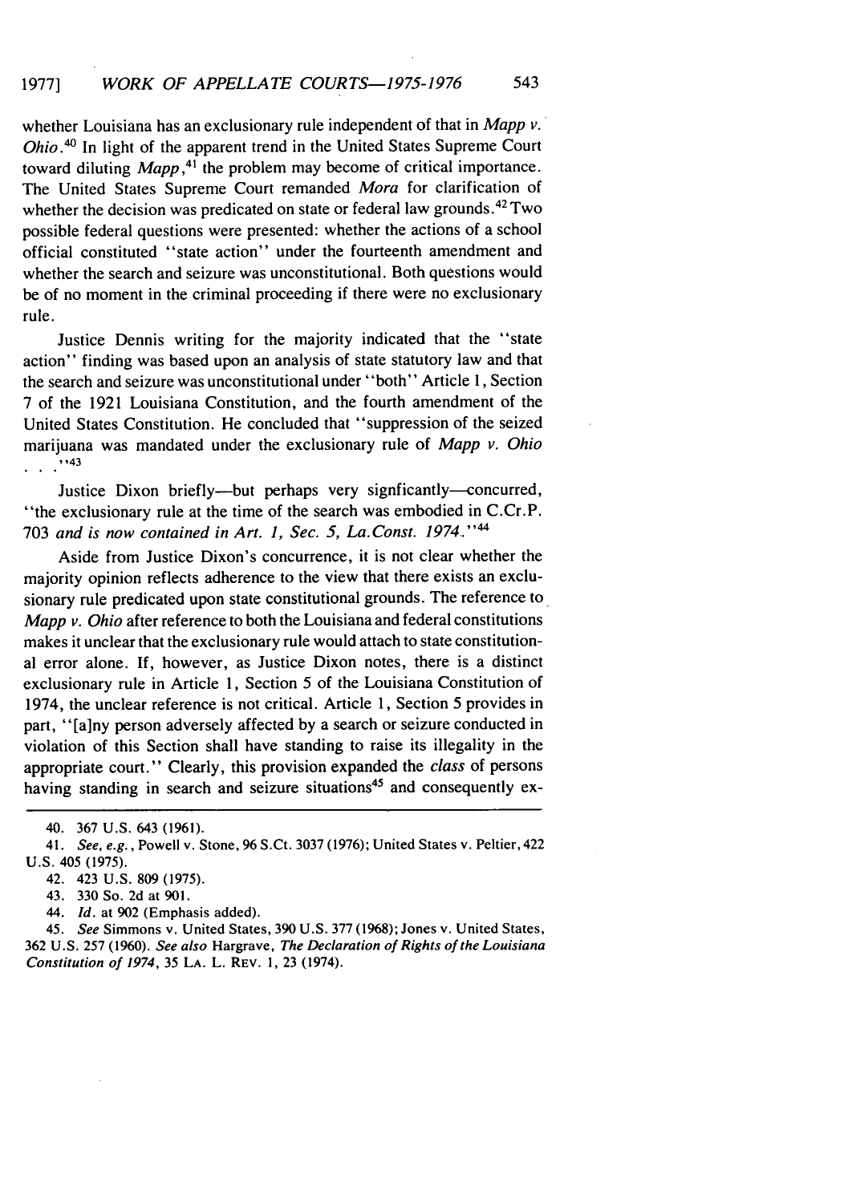whether Louisiana has an exclusionary rule independent of that in *Mapp v. Ohio*.[40] In light of the apparent trend in the United States Supreme Court toward diluting *Mapp*,[41] the problem may become of critical importance. The United States Supreme Court remanded *Mora* for clarification of whether the decision was predicated on state or federal law grounds.[42] Two possible federal questions were presented: whether the actions of a school official constituted "state action" under the fourteenth amendment and whether the search and seizure was unconstitutional. Both questions would be of no moment in the criminal proceeding if there were no exclusionary rule.

Justice Dennis writing for the majority indicated that the "state action" finding was based upon an analysis of state statutory law and that the search and seizure was unconstitutional under "both" Article 1, Section 7 of the 1921 Louisiana Constitution, and the fourth amendment of the United States Constitution. He concluded that "suppression of the seized marijuana was mandated under the exclusionary rule of *Mapp v. Ohio* . . . ."[43]

Justice Dixon briefly—but perhaps very signficantly—concurred, "the exclusionary rule at the time of the search was embodied in C.Cr.P. 703 *and is now contained in Art. 1, Sec. 5, La.Const. 1974*."[44]

Aside from Justice Dixon's concurrence, it is not clear whether the majority opinion reflects adherence to the view that there exists an exclusionary rule predicated upon state constitutional grounds. The reference to *Mapp v. Ohio* after reference to both the Louisiana and federal constitutions makes it unclear that the exclusionary rule would attach to state constitutional error alone. If, however, as Justice Dixon notes, there is a distinct exclusionary rule in Article 1, Section 5 of the Louisiana Constitution of 1974, the unclear reference is not critical. Article 1, Section 5 provides in part, "[a]ny person adversely affected by a search or seizure conducted in violation of this Section shall have standing to raise its illegality in the appropriate court." Clearly, this provision expanded the *class* of persons having standing in search and seizure situations[45] and consequently ex-

---

40. 367 U.S. 643 (1961).

41. *See, e.g.*, Powell v. Stone, 96 S.Ct. 3037 (1976); United States v. Peltier, 422 U.S. 405 (1975).

42. 423 U.S. 809 (1975).

43. 330 So. 2d at 901.

44. *Id.* at 902 (Emphasis added).

45. *See* Simmons v. United States, 390 U.S. 377 (1968); Jones v. United States, 362 U.S. 257 (1960). *See also* Hargrave, *The Declaration of Rights of the Louisiana Constitution of 1974*, 35 LA. L. REV. 1, 23 (1974).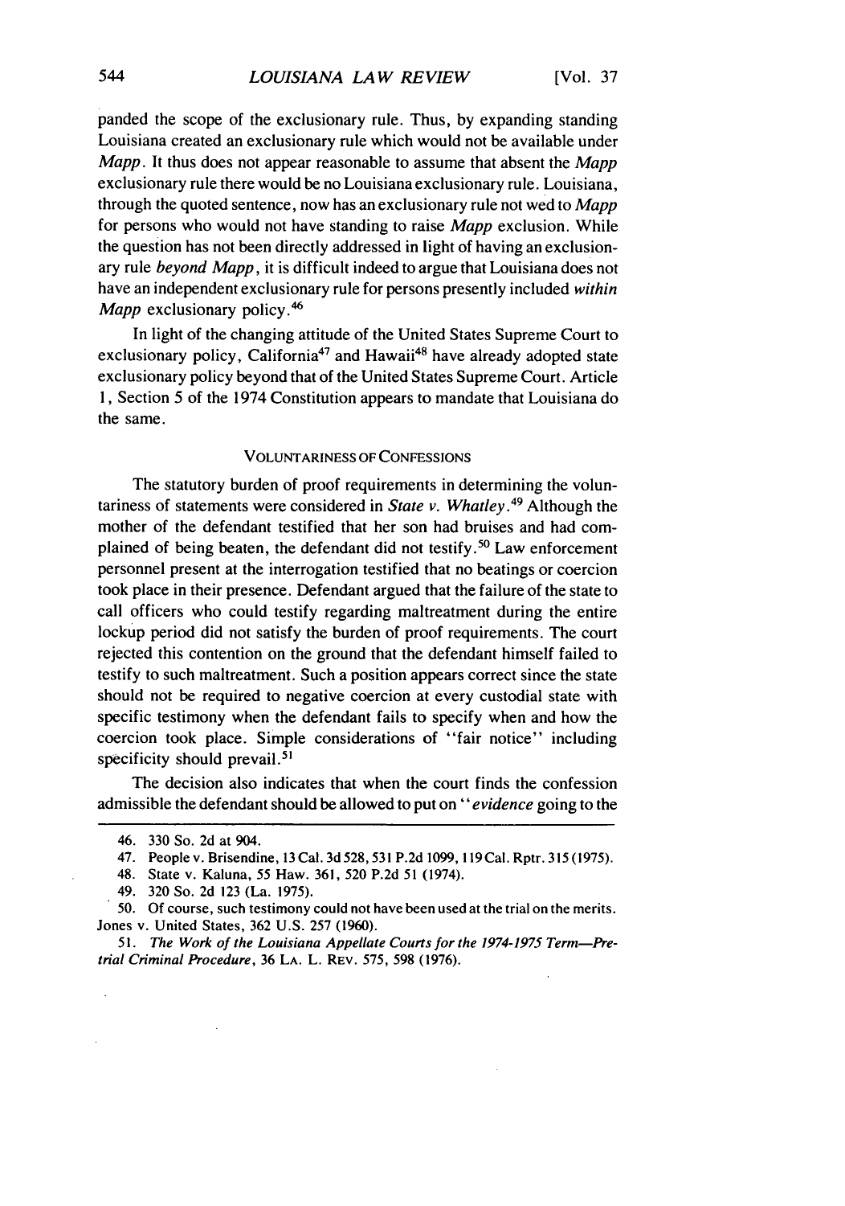panded the scope of the exclusionary rule. Thus, by expanding standing Louisiana created an exclusionary rule which would not be available under *Mapp*. It thus does not appear reasonable to assume that absent the *Mapp* exclusionary rule there would be no Louisiana exclusionary rule. Louisiana, through the quoted sentence, now has an exclusionary rule not wed to *Mapp* for persons who would not have standing to raise *Mapp* exclusion. While the question has not been directly addressed in light of having an exclusionary rule *beyond Mapp*, it is difficult indeed to argue that Louisiana does not have an independent exclusionary rule for persons presently included *within Mapp* exclusionary policy.[46]

In light of the changing attitude of the United States Supreme Court to exclusionary policy, California[47] and Hawaii[48] have already adopted state exclusionary policy beyond that of the United States Supreme Court. Article 1, Section 5 of the 1974 Constitution appears to mandate that Louisiana do the same.

### VOLUNTARINESS OF CONFESSIONS

The statutory burden of proof requirements in determining the voluntariness of statements were considered in *State v. Whatley*.[49] Although the mother of the defendant testified that her son had bruises and had complained of being beaten, the defendant did not testify.[50] Law enforcement personnel present at the interrogation testified that no beatings or coercion took place in their presence. Defendant argued that the failure of the state to call officers who could testify regarding maltreatment during the entire lockup period did not satisfy the burden of proof requirements. The court rejected this contention on the ground that the defendant himself failed to testify to such maltreatment. Such a position appears correct since the state should not be required to negative coercion at every custodial state with specific testimony when the defendant fails to specify when and how the coercion took place. Simple considerations of "fair notice" including specificity should prevail.[51]

The decision also indicates that when the court finds the confession admissible the defendant should be allowed to put on "*evidence* going to the

46. 330 So. 2d at 904.

47. People v. Brisendine, 13 Cal. 3d 528, 531 P.2d 1099, 119 Cal. Rptr. 315 (1975).

48. State v. Kaluna, 55 Haw. 361, 520 P.2d 51 (1974).

49. 320 So. 2d 123 (La. 1975).

50. Of course, such testimony could not have been used at the trial on the merits. Jones v. United States, 362 U.S. 257 (1960).

51. *The Work of the Louisiana Appellate Courts for the 1974-1975 Term—Pretrial Criminal Procedure*, 36 LA. L. REV. 575, 598 (1976).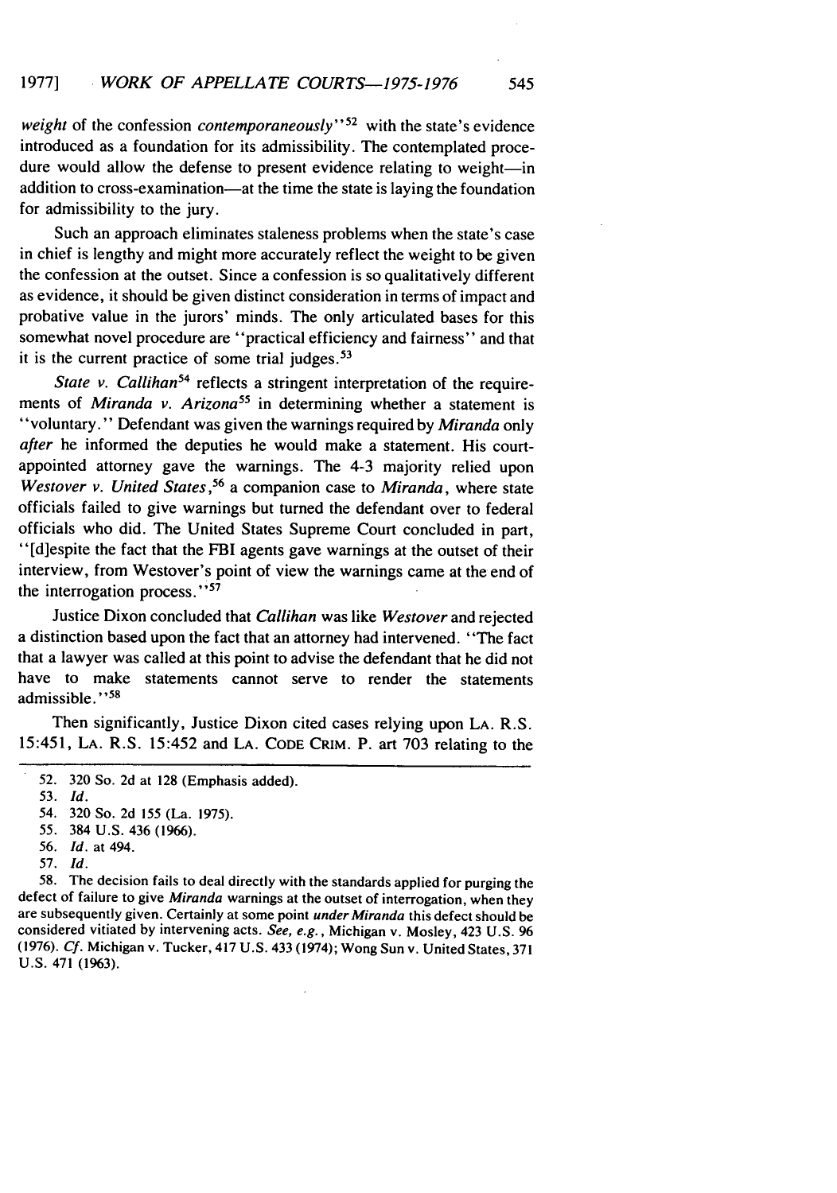*weight* of the confession *contemporaneously*"[52] with the state's evidence introduced as a foundation for its admissibility. The contemplated procedure would allow the defense to present evidence relating to weight—in addition to cross-examination—at the time the state is laying the foundation for admissibility to the jury.

Such an approach eliminates staleness problems when the state's case in chief is lengthy and might more accurately reflect the weight to be given the confession at the outset. Since a confession is so qualitatively different as evidence, it should be given distinct consideration in terms of impact and probative value in the jurors' minds. The only articulated bases for this somewhat novel procedure are "practical efficiency and fairness" and that it is the current practice of some trial judges.[53]

*State v. Callihan*[54] reflects a stringent interpretation of the requirements of *Miranda v. Arizona*[55] in determining whether a statement is "voluntary." Defendant was given the warnings required by *Miranda* only *after* he informed the deputies he would make a statement. His court-appointed attorney gave the warnings. The 4-3 majority relied upon *Westover v. United States*,[56] a companion case to *Miranda*, where state officials failed to give warnings but turned the defendant over to federal officials who did. The United States Supreme Court concluded in part, "[d]espite the fact that the FBI agents gave warnings at the outset of their interview, from Westover's point of view the warnings came at the end of the interrogation process."[57]

Justice Dixon concluded that *Callihan* was like *Westover* and rejected a distinction based upon the fact that an attorney had intervened. "The fact that a lawyer was called at this point to advise the defendant that he did not have to make statements cannot serve to render the statements admissible."[58]

Then significantly, Justice Dixon cited cases relying upon LA. R.S. 15:451, LA. R.S. 15:452 and LA. CODE CRIM. P. art 703 relating to the

52. 320 So. 2d at 128 (Emphasis added).

53. *Id.*

54. 320 So. 2d 155 (La. 1975).

55. 384 U.S. 436 (1966).

56. *Id.* at 494.

57. *Id.*

58. The decision fails to deal directly with the standards applied for purging the defect of failure to give *Miranda* warnings at the outset of interrogation, when they are subsequently given. Certainly at some point *under Miranda* this defect should be considered vitiated by intervening acts. *See, e.g.*, Michigan v. Mosley, 423 U.S. 96 (1976). *Cf.* Michigan v. Tucker, 417 U.S. 433 (1974); Wong Sun v. United States, 371 U.S. 471 (1963).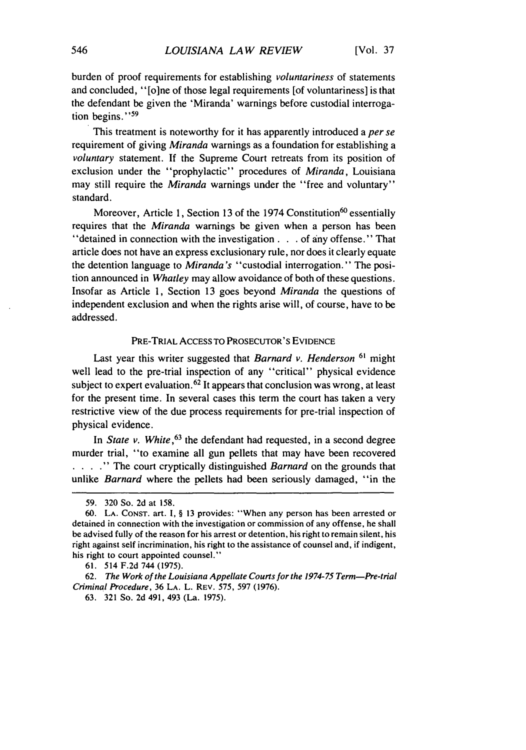burden of proof requirements for establishing *voluntariness* of statements and concluded, "[o]ne of those legal requirements [of voluntariness] is that the defendant be given the 'Miranda' warnings before custodial interrogation begins."[59]

This treatment is noteworthy for it has apparently introduced a *per se* requirement of giving *Miranda* warnings as a foundation for establishing a *voluntary* statement. If the Supreme Court retreats from its position of exclusion under the "prophylactic" procedures of *Miranda*, Louisiana may still require the *Miranda* warnings under the "free and voluntary" standard.

Moreover, Article 1, Section 13 of the 1974 Constitution[60] essentially requires that the *Miranda* warnings be given when a person has been "detained in connection with the investigation . . . of any offense." That article does not have an express exclusionary rule, nor does it clearly equate the detention language to *Miranda's* "custodial interrogation." The position announced in *Whatley* may allow avoidance of both of these questions. Insofar as Article 1, Section 13 goes beyond *Miranda* the questions of independent exclusion and when the rights arise will, of course, have to be addressed.

## PRE-TRIAL ACCESS TO PROSECUTOR'S EVIDENCE

Last year this writer suggested that *Barnard v. Henderson* [61] might well lead to the pre-trial inspection of any "critical" physical evidence subject to expert evaluation.[62] It appears that conclusion was wrong, at least for the present time. In several cases this term the court has taken a very restrictive view of the due process requirements for pre-trial inspection of physical evidence.

In *State v. White*,[63] the defendant had requested, in a second degree murder trial, "to examine all gun pellets that may have been recovered . . . ." The court cryptically distinguished *Barnard* on the grounds that unlike *Barnard* where the pellets had been seriously damaged, "in the

---

59. 320 So. 2d at 158.

60. LA. CONST. art. I, § 13 provides: "When any person has been arrested or detained in connection with the investigation or commission of any offense, he shall be advised fully of the reason for his arrest or detention, his right to remain silent, his right against self incrimination, his right to the assistance of counsel and, if indigent, his right to court appointed counsel."

61. 514 F.2d 744 (1975).

62. *The Work of the Louisiana Appellate Courts for the 1974-75 Term—Pre-trial Criminal Procedure*, 36 LA. L. REV. 575, 597 (1976).

63. 321 So. 2d 491, 493 (La. 1975).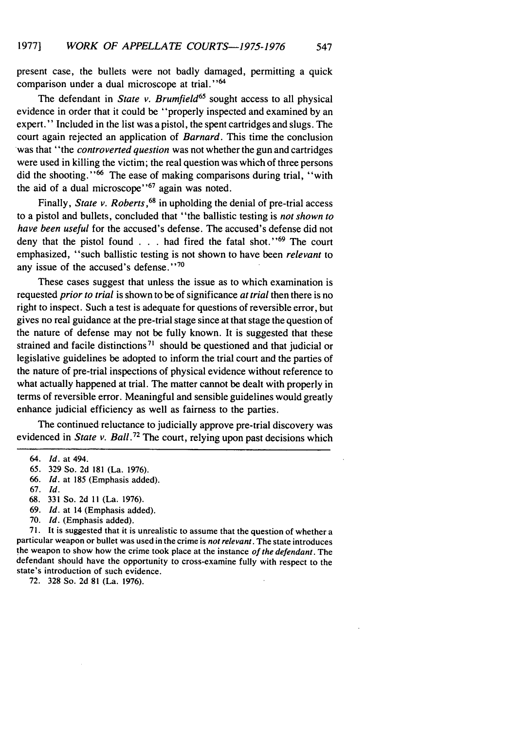present case, the bullets were not badly damaged, permitting a quick comparison under a dual microscope at trial."[64]

The defendant in *State v. Brumfield*[65] sought access to all physical evidence in order that it could be "properly inspected and examined by an expert." Included in the list was a pistol, the spent cartridges and slugs. The court again rejected an application of *Barnard*. This time the conclusion was that "the *controverted question* was not whether the gun and cartridges were used in killing the victim; the real question was which of three persons did the shooting."[66] The ease of making comparisons during trial, "with the aid of a dual microscope"[67] again was noted.

Finally, *State v. Roberts*,[68] in upholding the denial of pre-trial access to a pistol and bullets, concluded that "the ballistic testing is *not shown to have been useful* for the accused's defense. The accused's defense did not deny that the pistol found . . . had fired the fatal shot."[69] The court emphasized, "such ballistic testing is not shown to have been *relevant* to any issue of the accused's defense."[70]

These cases suggest that unless the issue as to which examination is requested *prior to trial* is shown to be of significance *at trial* then there is no right to inspect. Such a test is adequate for questions of reversible error, but gives no real guidance at the pre-trial stage since at that stage the question of the nature of defense may not be fully known. It is suggested that these strained and facile distinctions[71] should be questioned and that judicial or legislative guidelines be adopted to inform the trial court and the parties of the nature of pre-trial inspections of physical evidence without reference to what actually happened at trial. The matter cannot be dealt with properly in terms of reversible error. Meaningful and sensible guidelines would greatly enhance judicial efficiency as well as fairness to the parties.

The continued reluctance to judicially approve pre-trial discovery was evidenced in *State v. Ball*.[72] The court, relying upon past decisions which

---

64. *Id.* at 494.

65. 329 So. 2d 181 (La. 1976).

66. *Id.* at 185 (Emphasis added).

67. *Id.*

68. 331 So. 2d 11 (La. 1976).

69. *Id.* at 14 (Emphasis added).

70. *Id.* (Emphasis added).

71. It is suggested that it is unrealistic to assume that the question of whether a particular weapon or bullet was used in the crime is *not relevant*. The state introduces the weapon to show how the crime took place at the instance *of the defendant*. The defendant should have the opportunity to cross-examine fully with respect to the state's introduction of such evidence.

72. 328 So. 2d 81 (La. 1976).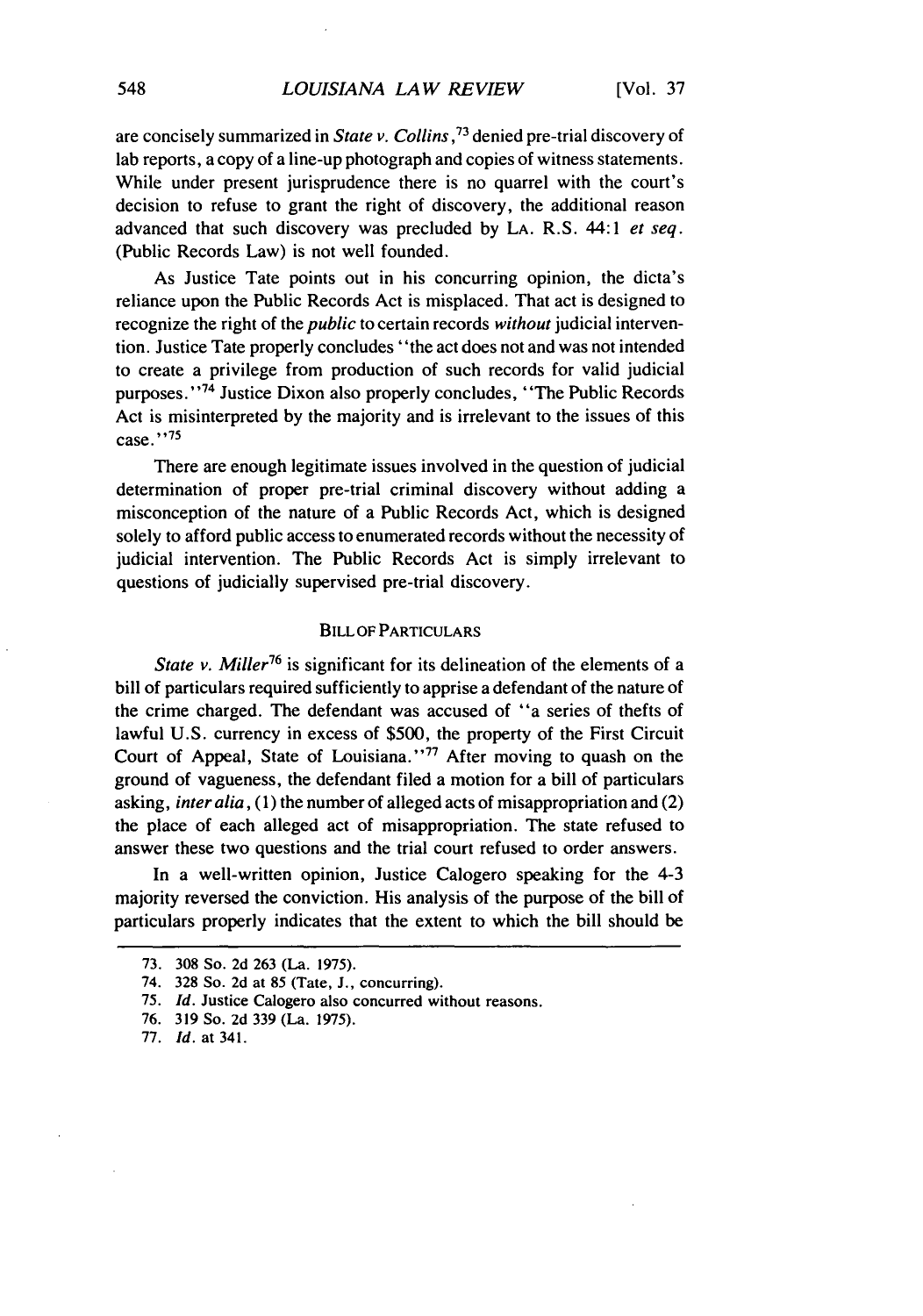are concisely summarized in *State v. Collins*,[73] denied pre-trial discovery of lab reports, a copy of a line-up photograph and copies of witness statements. While under present jurisprudence there is no quarrel with the court's decision to refuse to grant the right of discovery, the additional reason advanced that such discovery was precluded by LA. R.S. 44:1 *et seq.* (Public Records Law) is not well founded.

As Justice Tate points out in his concurring opinion, the dicta's reliance upon the Public Records Act is misplaced. That act is designed to recognize the right of the *public* to certain records *without* judicial intervention. Justice Tate properly concludes "the act does not and was not intended to create a privilege from production of such records for valid judicial purposes."[74] Justice Dixon also properly concludes, "The Public Records Act is misinterpreted by the majority and is irrelevant to the issues of this case."[75]

There are enough legitimate issues involved in the question of judicial determination of proper pre-trial criminal discovery without adding a misconception of the nature of a Public Records Act, which is designed solely to afford public access to enumerated records without the necessity of judicial intervention. The Public Records Act is simply irrelevant to questions of judicially supervised pre-trial discovery.

### BILL OF PARTICULARS

*State v. Miller*[76] is significant for its delineation of the elements of a bill of particulars required sufficiently to apprise a defendant of the nature of the crime charged. The defendant was accused of "a series of thefts of lawful U.S. currency in excess of $500, the property of the First Circuit Court of Appeal, State of Louisiana."[77] After moving to quash on the ground of vagueness, the defendant filed a motion for a bill of particulars asking, *inter alia*, (1) the number of alleged acts of misappropriation and (2) the place of each alleged act of misappropriation. The state refused to answer these two questions and the trial court refused to order answers.

In a well-written opinion, Justice Calogero speaking for the 4-3 majority reversed the conviction. His analysis of the purpose of the bill of particulars properly indicates that the extent to which the bill should be

---

73. 308 So. 2d 263 (La. 1975).

74. 328 So. 2d at 85 (Tate, J., concurring).

75. *Id.* Justice Calogero also concurred without reasons.

76. 319 So. 2d 339 (La. 1975).

77. *Id.* at 341.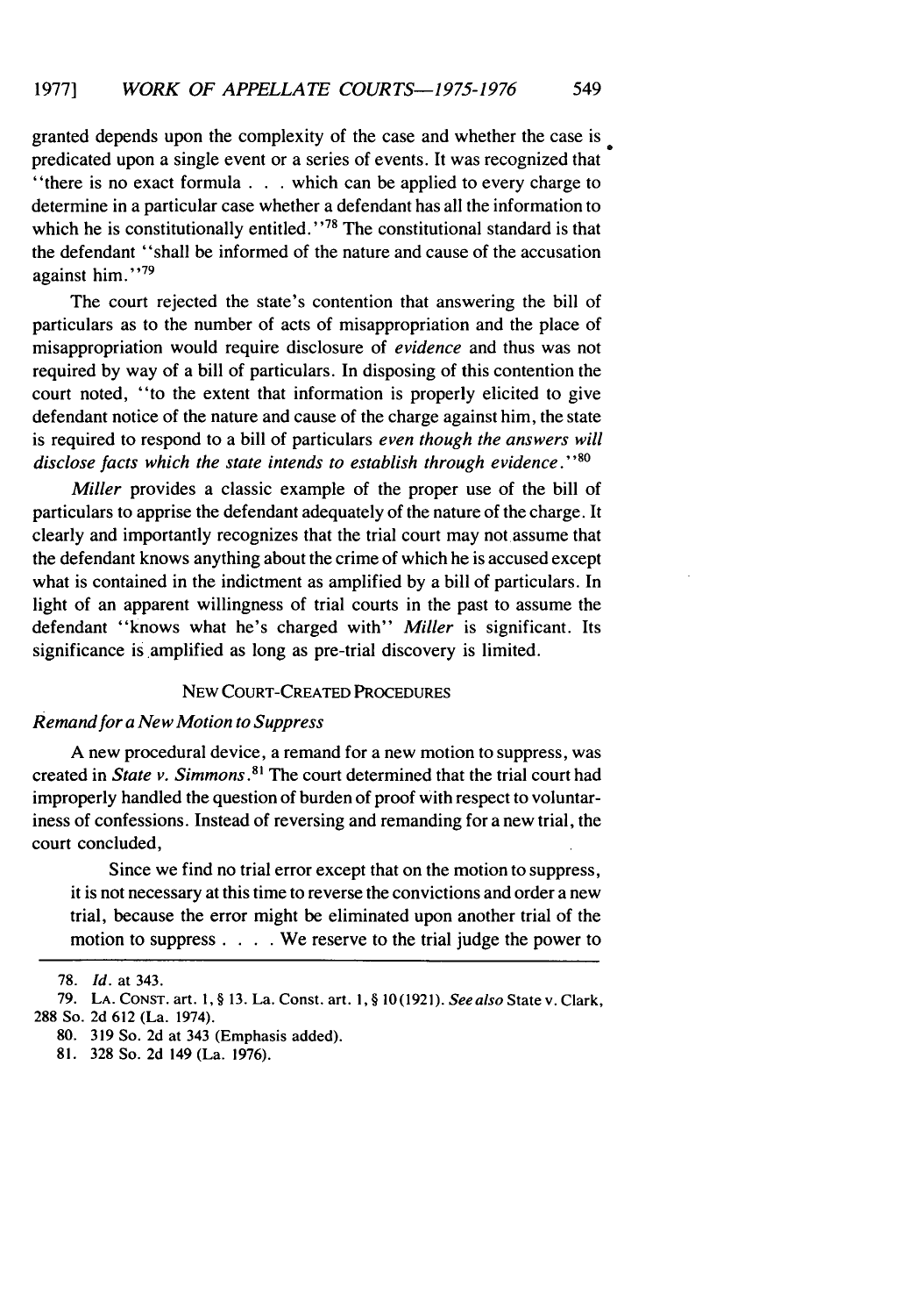granted depends upon the complexity of the case and whether the case is predicated upon a single event or a series of events. It was recognized that "there is no exact formula . . . which can be applied to every charge to determine in a particular case whether a defendant has all the information to which he is constitutionally entitled."[78] The constitutional standard is that the defendant "shall be informed of the nature and cause of the accusation against him."[79]

The court rejected the state's contention that answering the bill of particulars as to the number of acts of misappropriation and the place of misappropriation would require disclosure of *evidence* and thus was not required by way of a bill of particulars. In disposing of this contention the court noted, "to the extent that information is properly elicited to give defendant notice of the nature and cause of the charge against him, the state is required to respond to a bill of particulars *even though the answers will disclose facts which the state intends to establish through evidence*."[80]

*Miller* provides a classic example of the proper use of the bill of particulars to apprise the defendant adequately of the nature of the charge. It clearly and importantly recognizes that the trial court may not assume that the defendant knows anything about the crime of which he is accused except what is contained in the indictment as amplified by a bill of particulars. In light of an apparent willingness of trial courts in the past to assume the defendant "knows what he's charged with" *Miller* is significant. Its significance is amplified as long as pre-trial discovery is limited.

## NEW COURT-CREATED PROCEDURES

### *Remand for a New Motion to Suppress*

A new procedural device, a remand for a new motion to suppress, was created in *State v. Simmons*.[81] The court determined that the trial court had improperly handled the question of burden of proof with respect to voluntariness of confessions. Instead of reversing and remanding for a new trial, the court concluded,

> Since we find no trial error except that on the motion to suppress, it is not necessary at this time to reverse the convictions and order a new trial, because the error might be eliminated upon another trial of the motion to suppress . . . . We reserve to the trial judge the power to

---

78. *Id.* at 343.

79. LA. CONST. art. 1, § 13. La. Const. art. 1, § 10(1921). *See also* State v. Clark, 288 So. 2d 612 (La. 1974).

80. 319 So. 2d at 343 (Emphasis added).

81. 328 So. 2d 149 (La. 1976).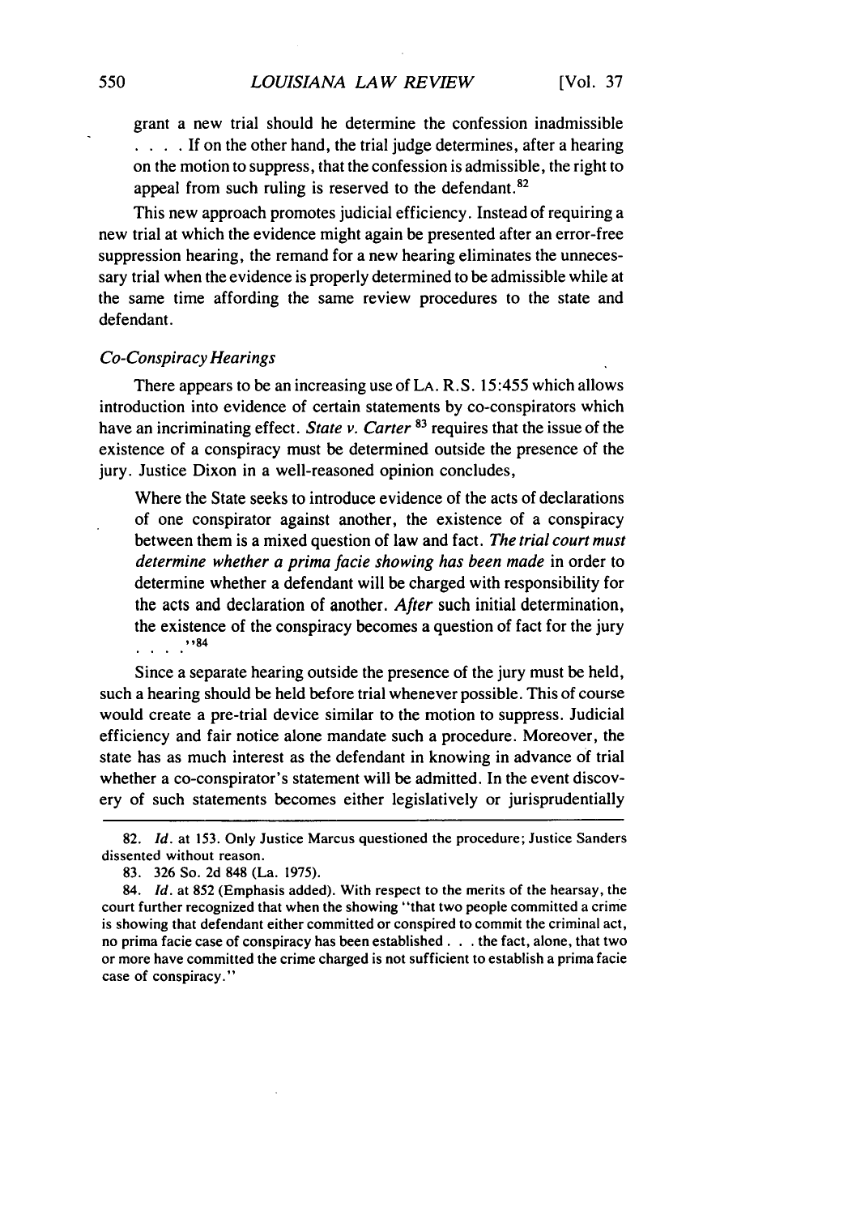grant a new trial should he determine the confession inadmissible . . . . If on the other hand, the trial judge determines, after a hearing on the motion to suppress, that the confession is admissible, the right to appeal from such ruling is reserved to the defendant.[82]

This new approach promotes judicial efficiency. Instead of requiring a new trial at which the evidence might again be presented after an error-free suppression hearing, the remand for a new hearing eliminates the unnecessary trial when the evidence is properly determined to be admissible while at the same time affording the same review procedures to the state and defendant.

*Co-Conspiracy Hearings*

There appears to be an increasing use of LA. R.S. 15:455 which allows introduction into evidence of certain statements by co-conspirators which have an incriminating effect. *State v. Carter*[83] requires that the issue of the existence of a conspiracy must be determined outside the presence of the jury. Justice Dixon in a well-reasoned opinion concludes,

> Where the State seeks to introduce evidence of the acts of declarations of one conspirator against another, the existence of a conspiracy between them is a mixed question of law and fact. *The trial court must determine whether a prima facie showing has been made* in order to determine whether a defendant will be charged with responsibility for the acts and declaration of another. *After* such initial determination, the existence of the conspiracy becomes a question of fact for the jury . . . ."[84]

Since a separate hearing outside the presence of the jury must be held, such a hearing should be held before trial whenever possible. This of course would create a pre-trial device similar to the motion to suppress. Judicial efficiency and fair notice alone mandate such a procedure. Moreover, the state has as much interest as the defendant in knowing in advance of trial whether a co-conspirator's statement will be admitted. In the event discovery of such statements becomes either legislatively or jurisprudentially

---

82. *Id.* at 153. Only Justice Marcus questioned the procedure; Justice Sanders dissented without reason.

83. 326 So. 2d 848 (La. 1975).

84. *Id.* at 852 (Emphasis added). With respect to the merits of the hearsay, the court further recognized that when the showing "that two people committed a crime is showing that defendant either committed or conspired to commit the criminal act, no prima facie case of conspiracy has been established . . . the fact, alone, that two or more have committed the crime charged is not sufficient to establish a prima facie case of conspiracy."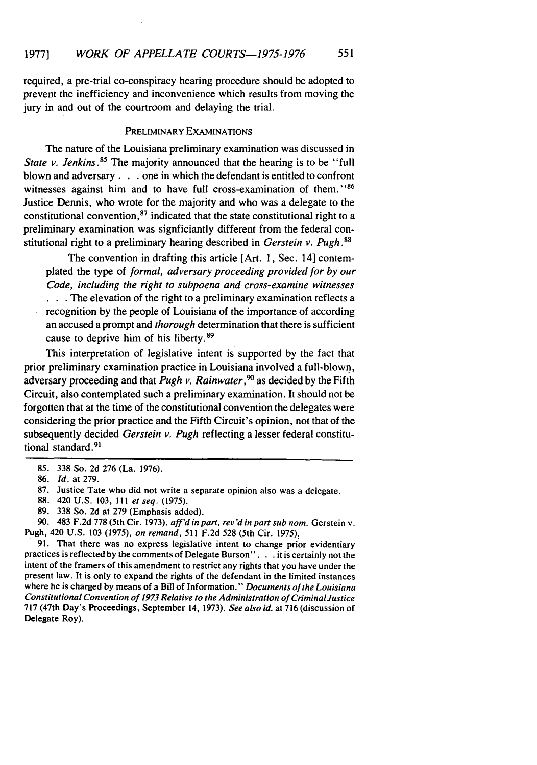required, a pre-trial co-conspiracy hearing procedure should be adopted to prevent the inefficiency and inconvenience which results from moving the jury in and out of the courtroom and delaying the trial.

## PRELIMINARY EXAMINATIONS

The nature of the Louisiana preliminary examination was discussed in *State v. Jenkins*.[85] The majority announced that the hearing is to be "full blown and adversary . . . one in which the defendant is entitled to confront witnesses against him and to have full cross-examination of them."[86] Justice Dennis, who wrote for the majority and who was a delegate to the constitutional convention,[87] indicated that the state constitutional right to a preliminary examination was signficiantly different from the federal constitutional right to a preliminary hearing described in *Gerstein v. Pugh*.[88]

> The convention in drafting this article [Art. 1, Sec. 14] contemplated the type of *formal, adversary proceeding provided for by our Code, including the right to subpoena and cross-examine witnesses* . . . The elevation of the right to a preliminary examination reflects a recognition by the people of Louisiana of the importance of according an accused a prompt and *thorough* determination that there is sufficient cause to deprive him of his liberty.[89]

This interpretation of legislative intent is supported by the fact that prior preliminary examination practice in Louisiana involved a full-blown, adversary proceeding and that *Pugh v. Rainwater*,[90] as decided by the Fifth Circuit, also contemplated such a preliminary examination. It should not be forgotten that at the time of the constitutional convention the delegates were considering the prior practice and the Fifth Circuit's opinion, not that of the subsequently decided *Gerstein v. Pugh* reflecting a lesser federal constitutional standard.[91]

---

85. 338 So. 2d 276 (La. 1976).

86. *Id.* at 279.

87. Justice Tate who did not write a separate opinion also was a delegate.

88. 420 U.S. 103, 111 *et seq.* (1975).

89. 338 So. 2d at 279 (Emphasis added).

90. 483 F.2d 778 (5th Cir. 1973), *aff'd in part, rev'd in part sub nom.* Gerstein v. Pugh, 420 U.S. 103 (1975), *on remand*, 511 F.2d 528 (5th Cir. 1975).

91. That there was no express legislative intent to change prior evidentiary practices is reflected by the comments of Delegate Burson" . . . it is certainly not the intent of the framers of this amendment to restrict any rights that you have under the present law. It is only to expand the rights of the defendant in the limited instances where he is charged by means of a Bill of Information." *Documents of the Louisiana Constitutional Convention of 1973 Relative to the Administration of Criminal Justice* 717 (47th Day's Proceedings, September 14, 1973). *See also id.* at 716 (discussion of Delegate Roy).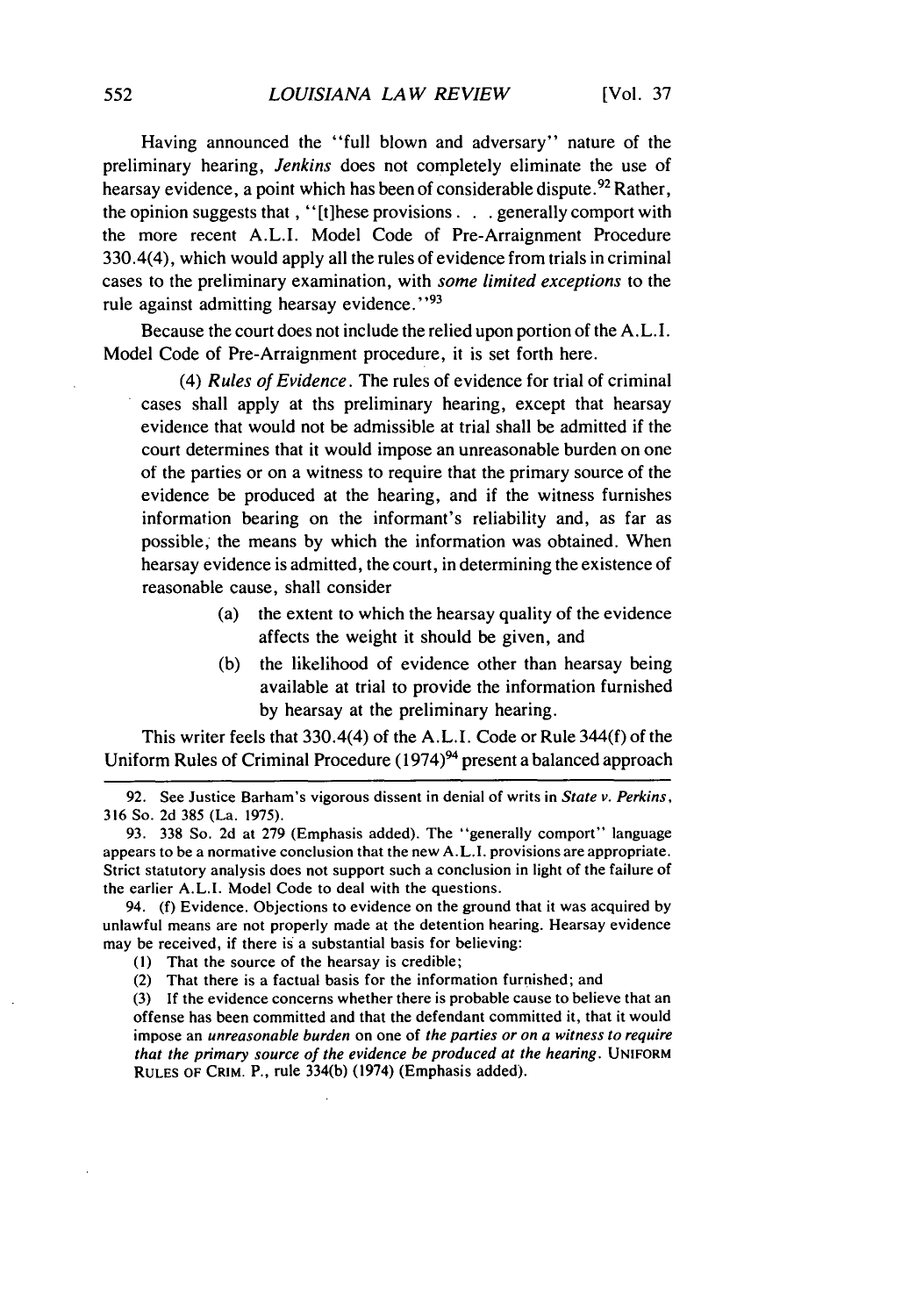Having announced the "full blown and adversary" nature of the preliminary hearing, *Jenkins* does not completely eliminate the use of hearsay evidence, a point which has been of considerable dispute.[92] Rather, the opinion suggests that, "[t]hese provisions . . . generally comport with the more recent A.L.I. Model Code of Pre-Arraignment Procedure 330.4(4), which would apply all the rules of evidence from trials in criminal cases to the preliminary examination, with *some limited exceptions* to the rule against admitting hearsay evidence."[93]

Because the court does not include the relied upon portion of the A.L.I. Model Code of Pre-Arraignment procedure, it is set forth here.

> (4) *Rules of Evidence*. The rules of evidence for trial of criminal cases shall apply at ths preliminary hearing, except that hearsay evidence that would not be admissible at trial shall be admitted if the court determines that it would impose an unreasonable burden on one of the parties or on a witness to require that the primary source of the evidence be produced at the hearing, and if the witness furnishes information bearing on the informant's reliability and, as far as possible, the means by which the information was obtained. When hearsay evidence is admitted, the court, in determining the existence of reasonable cause, shall consider
>
> (a) the extent to which the hearsay quality of the evidence affects the weight it should be given, and
>
> (b) the likelihood of evidence other than hearsay being available at trial to provide the information furnished by hearsay at the preliminary hearing.

This writer feels that 330.4(4) of the A.L.I. Code or Rule 344(f) of the Uniform Rules of Criminal Procedure (1974)[94] present a balanced approach

---

92. See Justice Barham's vigorous dissent in denial of writs in *State v. Perkins*, 316 So. 2d 385 (La. 1975).

93. 338 So. 2d at 279 (Emphasis added). The "generally comport" language appears to be a normative conclusion that the new A.L.I. provisions are appropriate. Strict statutory analysis does not support such a conclusion in light of the failure of the earlier A.L.I. Model Code to deal with the questions.

94. (f) Evidence. Objections to evidence on the ground that it was acquired by unlawful means are not properly made at the detention hearing. Hearsay evidence may be received, if there is a substantial basis for believing:

(1) That the source of the hearsay is credible;

(2) That there is a factual basis for the information furnished; and

(3) If the evidence concerns whether there is probable cause to believe that an offense has been committed and that the defendant committed it, that it would impose an *unreasonable burden* on one of *the parties or on a witness to require that the primary source of the evidence be produced at the hearing*. UNIFORM RULES OF CRIM. P., rule 334(b) (1974) (Emphasis added).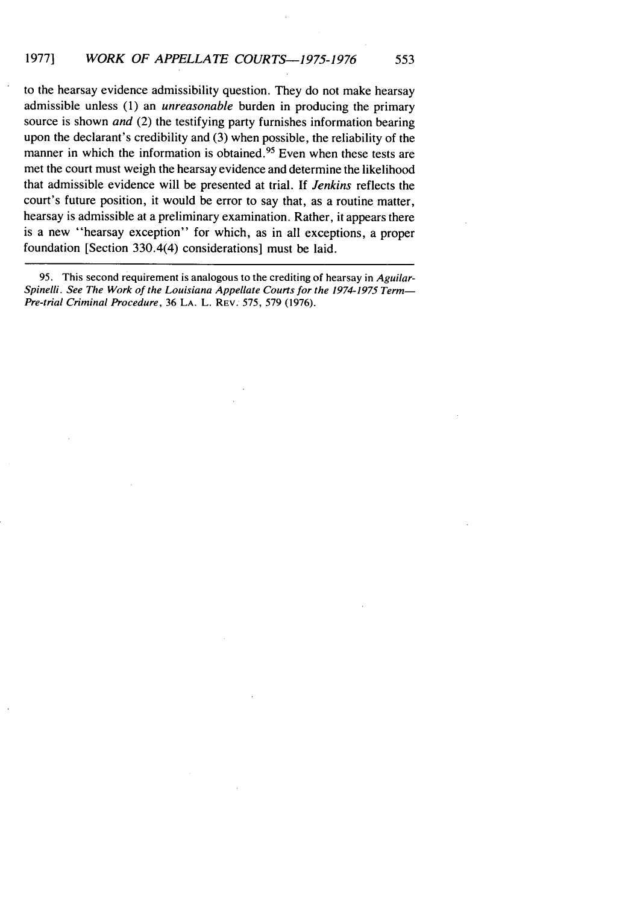to the hearsay evidence admissibility question. They do not make hearsay admissible unless (1) an *unreasonable* burden in producing the primary source is shown *and* (2) the testifying party furnishes information bearing upon the declarant's credibility and (3) when possible, the reliability of the manner in which the information is obtained.[95] Even when these tests are met the court must weigh the hearsay evidence and determine the likelihood that admissible evidence will be presented at trial. If *Jenkins* reflects the court's future position, it would be error to say that, as a routine matter, hearsay is admissible at a preliminary examination. Rather, it appears there is a new "hearsay exception" for which, as in all exceptions, a proper foundation [Section 330.4(4) considerations] must be laid.

---

95. This second requirement is analogous to the crediting of hearsay in *Aguilar-Spinelli*. *See The Work of the Louisiana Appellate Courts for the 1974-1975 Term—Pre-trial Criminal Procedure*, 36 LA. L. REV. 575, 579 (1976).